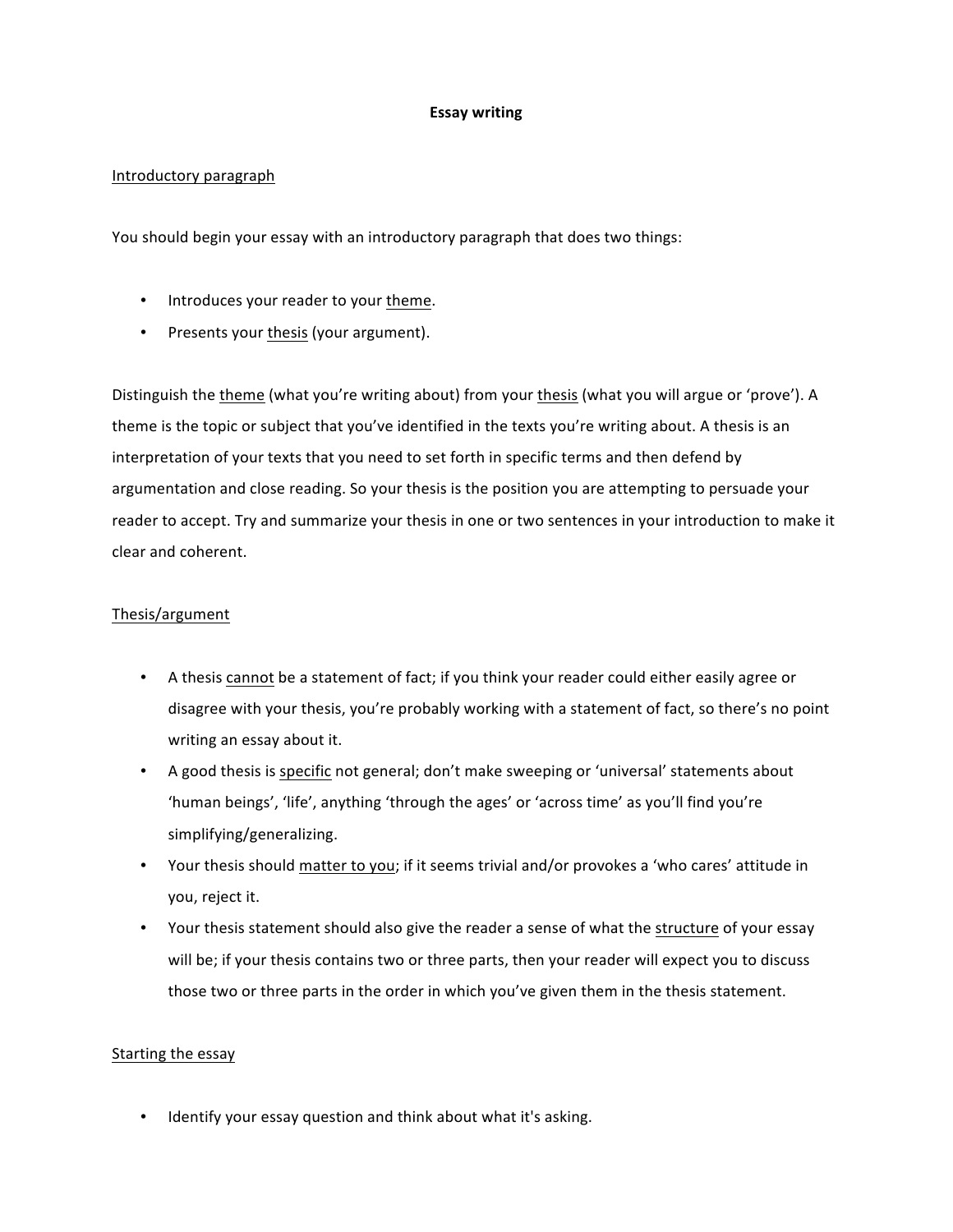# Essay writing

## Introductory paragraph

You should begin your essay with an introductory paragraph that does two things:

- Introduces your reader to your theme.
- Presents your thesis (your argument).

Distinguish the theme (what you're writing about) from your thesis (what you will argue or 'prove'). A theme is the topic or subject that you've identified in the texts you're writing about. A thesis is an interpretation of your texts that you need to set forth in specific terms and then defend by argumentation and close reading. So your thesis is the position you are attempting to persuade your reader to accept. Try and summarize your thesis in one or two sentences in your introduction to make it clear and coherent.

## Thesis/argument

- A thesis cannot be a statement of fact; if you think your reader could either easily agree or disagree with your thesis, you're probably working with a statement of fact, so there's no point writing an essay about it.
- A good thesis is specific not general; don't make sweeping or 'universal' statements about 'human beings', 'life', anything 'through the ages' or 'across time' as you'll find you're simplifying/generalizing.
- Your thesis should matter to you; if it seems trivial and/or provokes a 'who cares' attitude in you, reject it.
- Your thesis statement should also give the reader a sense of what the structure of your essay will be; if your thesis contains two or three parts, then your reader will expect you to discuss those two or three parts in the order in which you've given them in the thesis statement.

## Starting the essay

- Identify your essay question and think about what it's asking.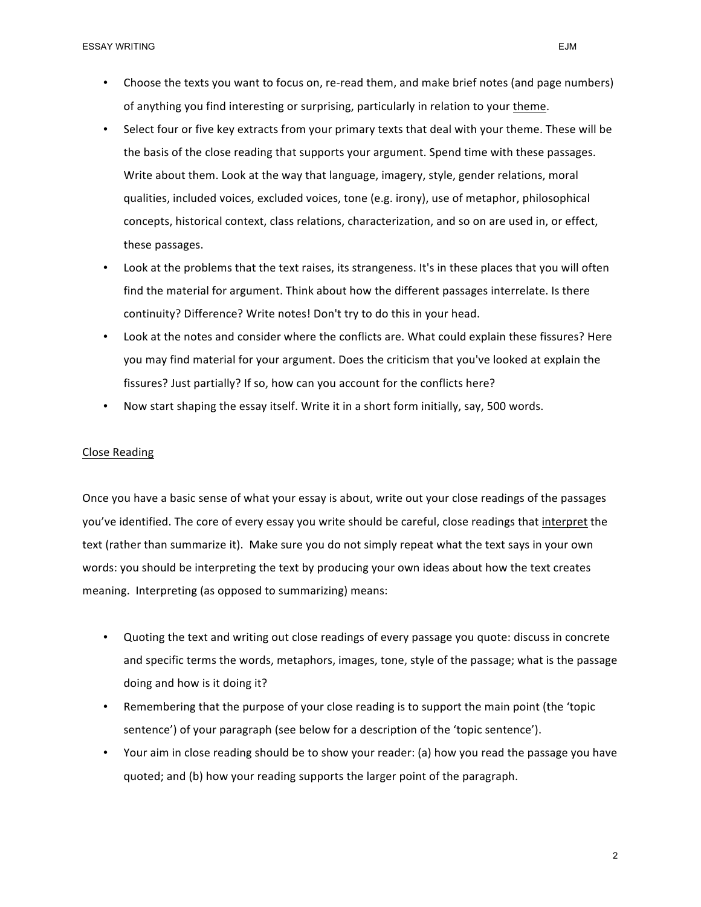- Choose the texts you want to focus on, re-read them, and make brief notes (and page numbers) of anything you find interesting or surprising, particularly in relation to your <u>theme</u>.
- Select four or five key extracts from your primary texts that deal with your theme. These will be the basis of the close reading that supports your argument. Spend time with these passages. Write about them. Look at the way that language, imagery, style, gender relations, moral qualities, included voices, excluded voices, tone (e.g. irony), use of metaphor, philosophical concepts, historical context, class relations, characterization, and so on are used in, or effect, these passages.
- Look at the problems that the text raises, its strangeness. It's in these places that you will often find the material for argument. Think about how the different passages interrelate. Is there continuity? Difference? Write notes! Don't try to do this in your head.
- Look at the notes and consider where the conflicts are. What could explain these fissures? Here you may find material for your argument. Does the criticism that you've looked at explain the fissures? Just partially? If so, how can you account for the conflicts here?
- Now start shaping the essay itself. Write it in a short form initially, say, 500 words.

## <u>Close Reading</u>

Once you have a basic sense of what your essay is about, write out your close readings of the passages you've identified. The core of every essay you write should be careful, close readings that <u>interpret</u> the text (rather than summarize it). Make sure you do not simply repeat what the text says in your own words: you should be interpreting the text by producing your own ideas about how the text creates meaning. Interpreting (as opposed to summarizing) means:

- Quoting the text and writing out close readings of every passage you quote: discuss in concrete and specific terms the words, metaphors, images, tone, style of the passage; what is the passage doing and how is it doing it?
- Remembering that the purpose of your close reading is to support the main point (the 'topic sentence') of your paragraph (see below for a description of the 'topic sentence').
- Your aim in close reading should be to show your reader: (a) how you read the passage you have quoted; and (b) how your reading supports the larger point of the paragraph.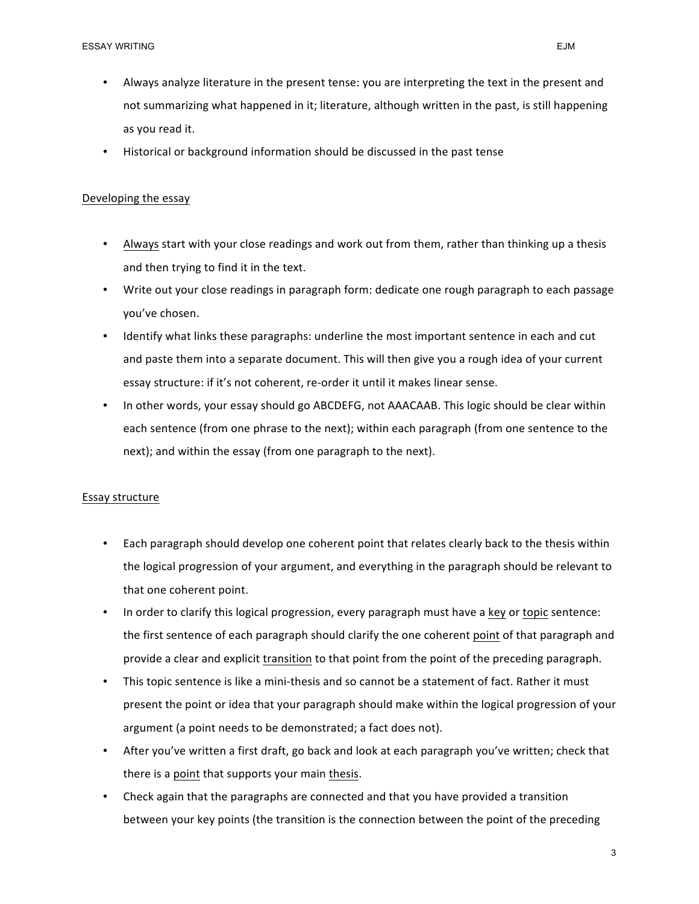- Always analyze literature in the present tense: you are interpreting the text in the present and not summarizing what happened in it; literature, although written in the past, is still happening as you read it.
- Historical or background information should be discussed in the past tense

## Developing the essay

- Always start with your close readings and work out from them, rather than thinking up a thesis and then trying to find it in the text.
- Write out your close readings in paragraph form: dedicate one rough paragraph to each passage you've chosen.
- Identify what links these paragraphs: underline the most important sentence in each and cut and paste them into a separate document. This will then give you a rough idea of your current essay structure: if it's not coherent, re-order it until it makes linear sense.
- In other words, your essay should go ABCDEFG, not AAACAAB. This logic should be clear within each sentence (from one phrase to the next); within each paragraph (from one sentence to the next); and within the essay (from one paragraph to the next).

## Essay structure

- Each paragraph should develop one coherent point that relates clearly back to the thesis within the logical progression of your argument, and everything in the paragraph should be relevant to that one coherent point.
- In order to clarify this logical progression, every paragraph must have a key or topic sentence: the first sentence of each paragraph should clarify the one coherent point of that paragraph and provide a clear and explicit transition to that point from the point of the preceding paragraph.
- This topic sentence is like a mini-thesis and so cannot be a statement of fact. Rather it must present the point or idea that your paragraph should make within the logical progression of your argument (a point needs to be demonstrated; a fact does not).
- After you've written a first draft, go back and look at each paragraph you've written; check that there is a point that supports your main thesis.
- Check again that the paragraphs are connected and that you have provided a transition between your key points (the transition is the connection between the point of the preceding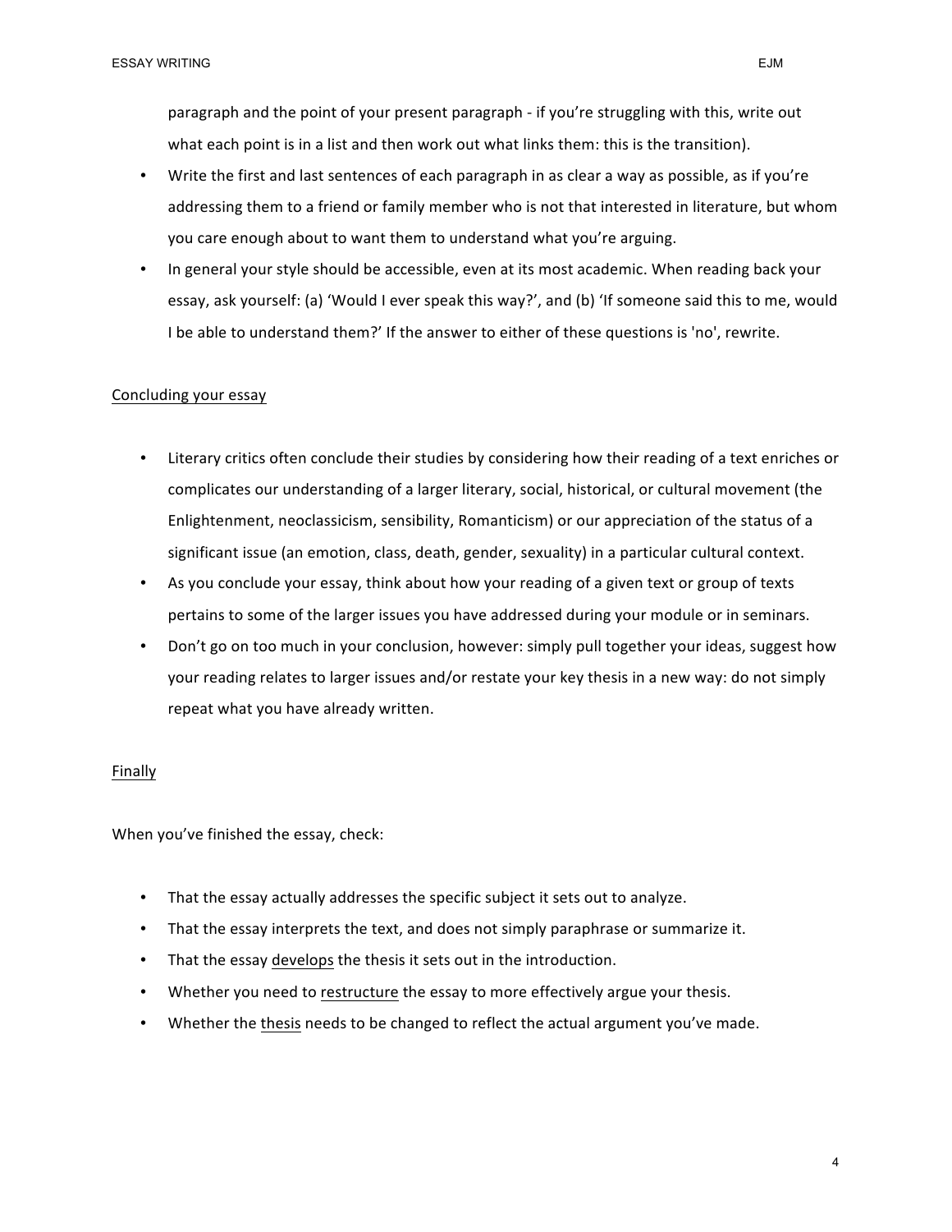paragraph and the point of your present paragraph - if you're struggling with this, write out what each point is in a list and then work out what links them: this is the transition).

- Write the first and last sentences of each paragraph in as clear a way as possible, as if you're addressing them to a friend or family member who is not that interested in literature, but whom you care enough about to want them to understand what you're arguing.
- In general your style should be accessible, even at its most academic. When reading back your essay, ask yourself: (a) 'Would I ever speak this way?', and (b) 'If someone said this to me, would I be able to understand them?' If the answer to either of these questions is 'no', rewrite.

<u>Concluding your essay</u>

- Literary critics often conclude their studies by considering how their reading of a text enriches or complicates our understanding of a larger literary, social, historical, or cultural movement (the Enlightenment, neoclassicism, sensibility, Romanticism) or our appreciation of the status of a significant issue (an emotion, class, death, gender, sexuality) in a particular cultural context.
- As you conclude your essay, think about how your reading of a given text or group of texts pertains to some of the larger issues you have addressed during your module or in seminars.
- Don't go on too much in your conclusion, however: simply pull together your ideas, suggest how your reading relates to larger issues and/or restate your key thesis in a new way: do not simply repeat what you have already written.

<u>Finally</u>

When you've finished the essay, check:

- That the essay actually addresses the specific subject it sets out to analyze.
- That the essay interprets the text, and does not simply paraphrase or summarize it.
- That the essay <u>develops</u> the thesis it sets out in the introduction.
- Whether you need to <u>restructure</u> the essay to more effectively argue your thesis.
- Whether the <u>thesis</u> needs to be changed to reflect the actual argument you've made.